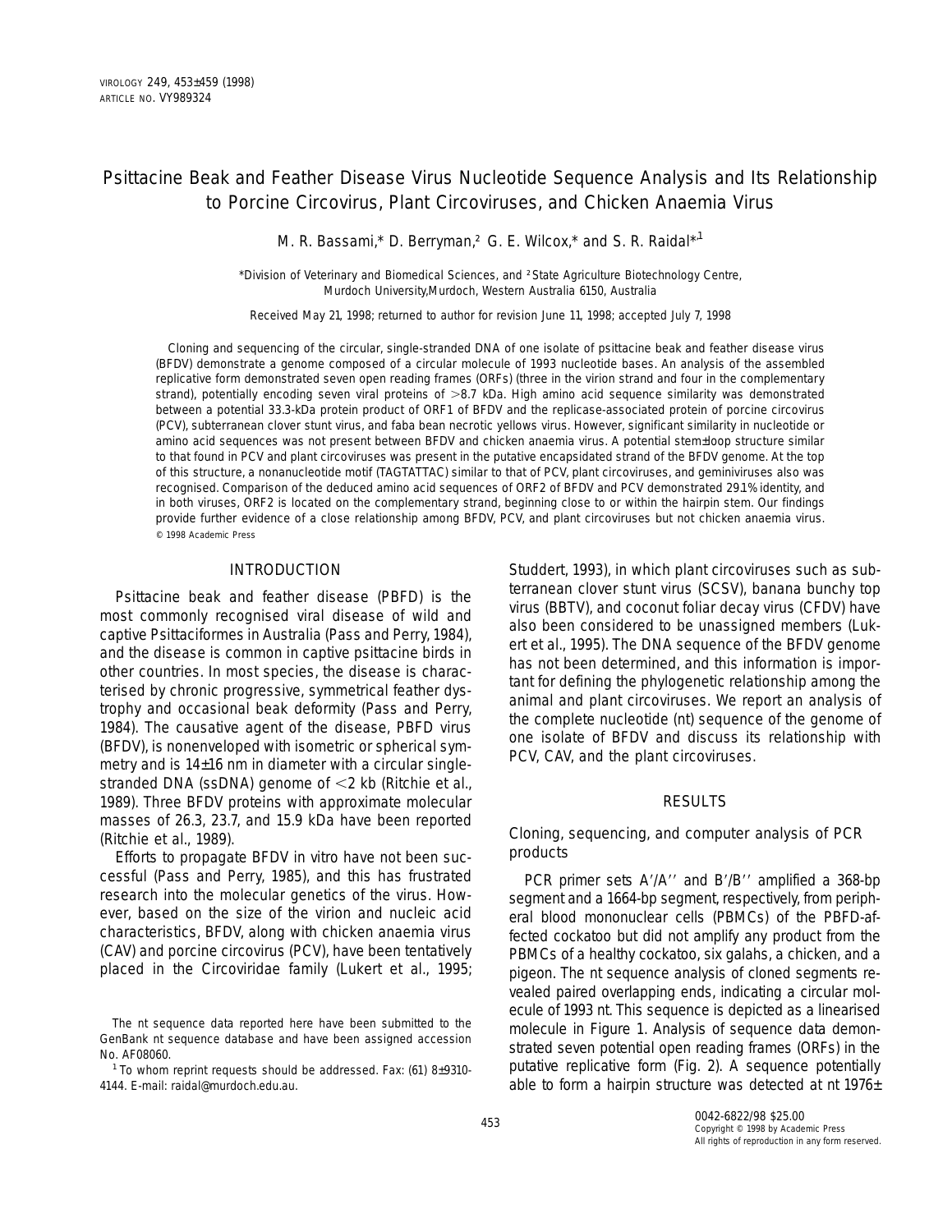# Psittacine Beak and Feather Disease Virus Nucleotide Sequence Analysis and Its Relationship to Porcine Circovirus, Plant Circoviruses, and Chicken Anaemia Virus

M. R. Bassami,* D. Berryman,[2] G. E. Wilcox,* and S. R. Raidal*[,1]

*Division of Veterinary and Biomedical Sciences, and [2]State Agriculture Biotechnology Centre, Murdoch University, Murdoch, Western Australia 6150, Australia

Received May 21, 1998; returned to author for revision June 11, 1998; accepted July 7, 1998

Cloning and sequencing of the circular, single-stranded DNA of one isolate of psittacine beak and feather disease virus (BFDV) demonstrate a genome composed of a circular molecule of 1993 nucleotide bases. An analysis of the assembled replicative form demonstrated seven open reading frames (ORFs) (three in the virion strand and four in the complementary strand), potentially encoding seven viral proteins of >8.7 kDa. High amino acid sequence similarity was demonstrated between a potential 33.3-kDa protein product of ORF1 of BFDV and the replicase-associated protein of porcine circovirus (PCV), subterranean clover stunt virus, and faba bean necrotic yellows virus. However, significant similarity in nucleotide or amino acid sequences was not present between BFDV and chicken anaemia virus. A potential stem–loop structure similar to that found in PCV and plant circoviruses was present in the putative encapsidated strand of the BFDV genome. At the top of this structure, a nonanucleotide motif (TAGTATTAC) similar to that of PCV, plant circoviruses, and geminiviruses also was recognised. Comparison of the deduced amino acid sequences of ORF2 of BFDV and PCV demonstrated 29.1% identity, and in both viruses, ORF2 is located on the complementary strand, beginning close to or within the hairpin stem. Our findings provide further evidence of a close relationship among BFDV, PCV, and plant circoviruses but not chicken anaemia virus. © 1998 Academic Press

## INTRODUCTION

Psittacine beak and feather disease (PBFD) is the most commonly recognised viral disease of wild and captive Psittaciformes in Australia (Pass and Perry, 1984), and the disease is common in captive psittacine birds in other countries. In most species, the disease is characterised by chronic progressive, symmetrical feather dystrophy and occasional beak deformity (Pass and Perry, 1984). The causative agent of the disease, PBFD virus (BFDV), is nonenveloped with isometric or spherical symmetry and is 14–16 nm in diameter with a circular single-stranded DNA (ssDNA) genome of <2 kb (Ritchie et al., 1989). Three BFDV proteins with approximate molecular masses of 26.3, 23.7, and 15.9 kDa have been reported (Ritchie et al., 1989).

Efforts to propagate BFDV in vitro have not been successful (Pass and Perry, 1985), and this has frustrated research into the molecular genetics of the virus. However, based on the size of the virion and nucleic acid characteristics, BFDV, along with chicken anaemia virus (CAV) and porcine circovirus (PCV), have been tentatively placed in the Circoviridae family (Lukert et al., 1995; Studdert, 1993), in which plant circoviruses such as subterranean clover stunt virus (SCSV), banana bunchy top virus (BBTV), and coconut foliar decay virus (CFDV) have also been considered to be unassigned members (Lukert et al., 1995). The DNA sequence of the BFDV genome has not been determined, and this information is important for defining the phylogenetic relationship among the animal and plant circoviruses. We report an analysis of the complete nucleotide (nt) sequence of the genome of one isolate of BFDV and discuss its relationship with PCV, CAV, and the plant circoviruses.

## RESULTS

### Cloning, sequencing, and computer analysis of PCR products

PCR primer sets A′/A′′ and B′/B′′ amplified a 368-bp segment and a 1664-bp segment, respectively, from peripheral blood mononuclear cells (PBMCs) of the PBFD-affected cockatoo but did not amplify any product from the PBMCs of a healthy cockatoo, six galahs, a chicken, and a pigeon. The nt sequence analysis of cloned segments revealed paired overlapping ends, indicating a circular molecule of 1993 nt. This sequence is depicted as a linearised molecule in Figure 1. Analysis of sequence data demonstrated seven potential open reading frames (ORFs) in the putative replicative form (Fig. 2). A sequence potentially able to form a hairpin structure was detected at nt 1976–

The nt sequence data reported here have been submitted to the GenBank nt sequence database and have been assigned accession No. AF08060.

[1] To whom reprint requests should be addressed. Fax: (61) 8–9310-4144. E-mail: raidal@murdoch.edu.au.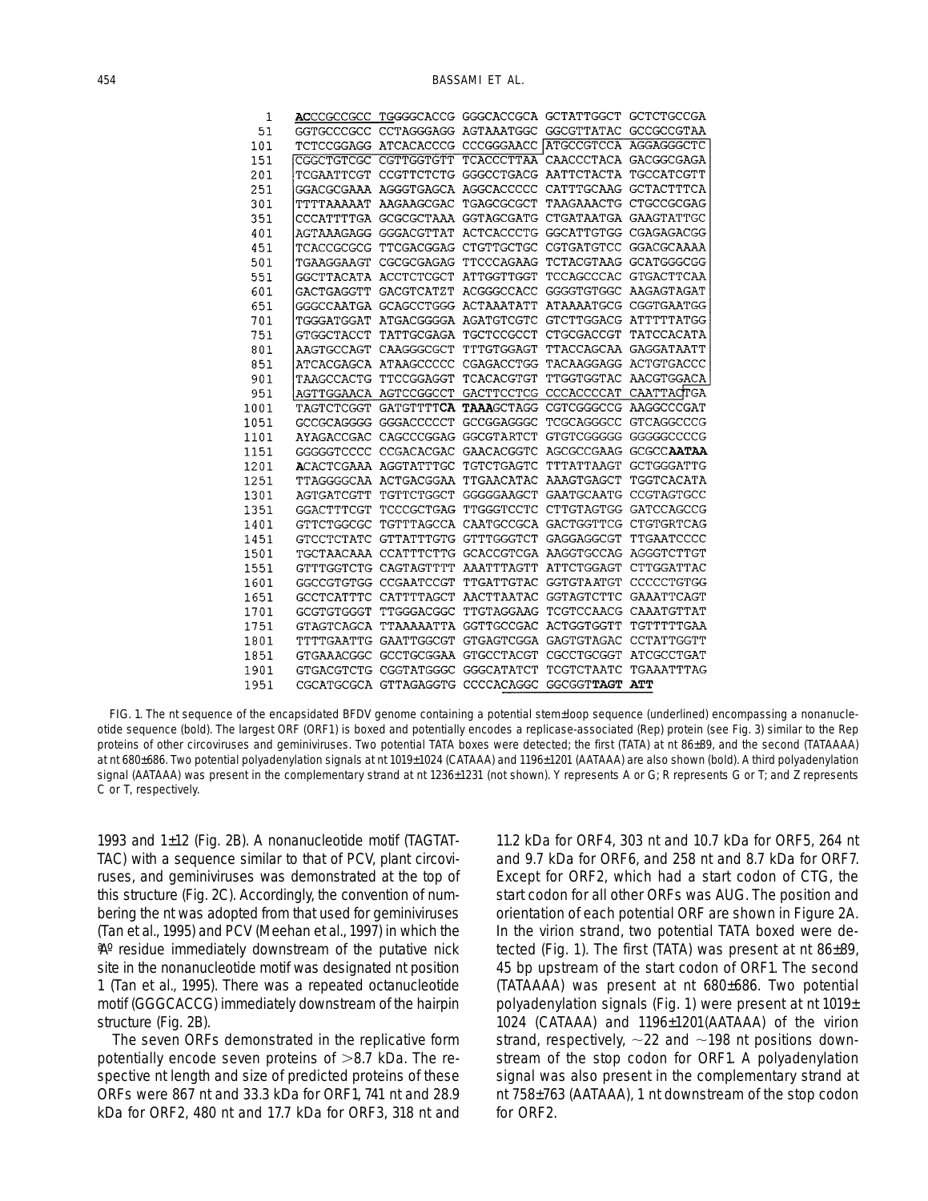```
   1  ACCCGCCGCC TGGGGCACCG GGGCACCGCA GCTATTGGCT GCTCTGCCGA
  51  GGTGCCCGCC CCTAGGGAGG AGTAAATGGC GGCGTTATAC GCCGCCGTAA
 101  TCTCCGGAGG ATCACACCCG CCCGGGAACC ATGCCGTCCA AGGAGGGCTC
 151  CGGCTGTCGC CGTTGGTGTT TCACCCTTAA CAACCCTACA GACGGCGAGA
 201  TCGAATTCGT CCGTTCTCTG GGGCCTGACG AATTCTACTA TGCCATCGTT
 251  GGACGCGAAA AGGGTGAGCA AGGCACCCCC CATTTGCAAG GCTACTTTCA
 301  TTTTAAAAAT AAGAAGCGAC TGAGCGCGCT TAAGAAACTG CTGCCGCGAG
 351  CCCATTTTGA GCGCGCTAAA GGTAGCGATG CTGATAATGA GAAGTATTGC
 401  AGTAAAGAGG GGGACGTTAT ACTCACCCTG GGCATTGTGG CGAGAGACGG
 451  TCACCGCGCG TTCGACGGAG CTGTTGCTGC CGTGATGTCC GGACGCAAAA
 501  TGAAGGAAGT CGCGCGAGAG TTCCCAGAAG TCTACGTAAG GCATGGGCGG
 551  GGCTTACATA ACCTCTCGCT ATTGGTTGGT TCCAGCCCAC GTGACTTCAA
 601  GACTGAGGTT GACGTCATZT ACGGGCCACC GGGGTGTGGC AAGAGTAGAT
 651  GGGCCAATGA GCAGCCTGGG ACTAAATATT ATAAAATGCG CGGTGAATGG
 701  TGGGATGGAT ATGACGGGGA AGATGTCGTC GTCTTGGACG ATTTTTATGG
 751  GTGGCTACCT TATTGCGAGA TGCTCCGCCT CTGCGACCGT TATCCACATA
 801  AAGTGCCAGT CAAGGGCGCT TTTGTGGAGT TTACCAGCAA GAGGATAATT
 851  ATCACGAGCA ATAAGCCCCC CGAGACCTGG TACAAGGAGG ACTGTGACCC
 901  TAAGCCACTG TTCCGGAGGT TCACACGTGT TTGGTGGTAC AACGTGGACA
 951  AGTTGGAACA AGTCCGGCCT GACTTCCTCG CCCACCCCAT CAATTACTGA
1001  TAGTCTCGGT GATGTTTTCA TAAAGCTAGG CGTCGGGCCG AAGGCCCGAT
1051  GCCGCAGGGG GGGACCCCCT GCCGGAGGGC TCGCAGGGCC GTCAGGCCCG
1101  AYAGACCGAC CAGCCCGGAG GGCGTARTCT GTGTCGGGGG GGGGGCCCCG
1151  GGGGGTCCCC CCGACACGAC GAACACGGTC AGCGCCGAAG GCGCCAATAA
1201  ACACTCGAAA AGGTATTTGC TGTCTGAGTC TTTATTAAGT GCTGGGATTG
1251  TTAGGGGCAA ACTGACGGAA TTGAACATAC AAAGTGAGCT TGGTCACATA
1301  AGTGATCGTT TGTTCTGGCT GGGGGAAGCT GAATGCAATG CCGTAGTGCC
1351  GGACTTTCGT TCCCGCTGAG TTGGGTCCTC CTTGTAGTGG GATCCAGCCG
1401  GTTCTGGCGC TGTTTAGCCA CAATGCCGCA GACTGGTTCG CTGTGRTCAG
1451  GTCCTCTATC GTTATTTGTG GTTTGGGTCT GAGGAGGCGT TTGAATCCCC
1501  TGCTAACAAA CCATTTCTTG GCACCGTCGA AAGGTGCCAG AGGGTCTTGT
1551  GTTTGGTCTG CAGTAGTTTT AAATTTAGTT ATTCTGGAGT CTTGGATTAC
1601  GGCCGTGTGG CCGAATCCGT TTGATTGTAC GGTGTAATGT CCCCCTGTGG
1651  GCCTCATTTC CATTTTAGCT AACTTAATAC GGTAGTCTTC GAAATTCAGT
1701  GCGTGTGGGT TTGGGACGGC TTGTAGGAAG TCGTCCAACG CAAATGTTAT
1751  GTAGTCAGCA TTAAAAATTA GGTTGCCGAC ACTGGTGGTT TGTTTTTGAA
1801  TTTTGAATTG GAATTGGCGT GTGAGTCGGA GAGTGTAGAC CCTATTGGTT
1851  GTGAAACGGC GCCTGCGGAA GTGCCTACGT CGCCTGCGGT ATCGCCTGAT
1901  GTGACGTCTG CGGTATGGGC GGGCATATCT TCGTCTAATC TGAAATTTAG
1951  CGCATGCGCA GTTAGAGGTG CCCCACAGGC GGCGGTTAGT ATT
```

FIG. 1. The nt sequence of the encapsidated BFDV genome containing a potential stem±loop sequence (underlined) encompassing a nonanucleotide sequence (bold). The largest ORF (ORF1) is boxed and potentially encodes a replicase-associated (Rep) protein (see Fig. 3) similar to the Rep proteins of other circoviruses and geminiviruses. Two potential TATA boxes were detected; the first (TATA) at nt 86±89, and the second (TATAAAA) at nt 680±686. Two potential polyadenylation signals at nt 1019±1024 (CATAAA) and 1196±1201 (AATAAA) are also shown (bold). A third polyadenylation signal (AATAAA) was present in the complementary strand at nt 1236±1231 (not shown). Y represents A or G; R represents G or T; and Z represents C or T, respectively.

1993 and 1±12 (Fig. 2B). A nonanucleotide motif (TAGTATTAC) with a sequence similar to that of PCV, plant circoviruses, and geminiviruses was demonstrated at the top of this structure (Fig. 2C). Accordingly, the convention of numbering the nt was adopted from that used for geminiviruses (Tan et al., 1995) and PCV (Meehan et al., 1997) in which the ªAº residue immediately downstream of the putative nick site in the nonanucleotide motif was designated nt position 1 (Tan et al., 1995). There was a repeated octanucleotide motif (GGGCACCG) immediately downstream of the hairpin structure (Fig. 2B).

The seven ORFs demonstrated in the replicative form potentially encode seven proteins of >8.7 kDa. The respective nt length and size of predicted proteins of these ORFs were 867 nt and 33.3 kDa for ORF1, 741 nt and 28.9 kDa for ORF2, 480 nt and 17.7 kDa for ORF3, 318 nt and 11.2 kDa for ORF4, 303 nt and 10.7 kDa for ORF5, 264 nt and 9.7 kDa for ORF6, and 258 nt and 8.7 kDa for ORF7. Except for ORF2, which had a start codon of CTG, the start codon for all other ORFs was AUG. The position and orientation of each potential ORF are shown in Figure 2A. In the virion strand, two potential TATA boxed were detected (Fig. 1). The first (TATA) was present at nt 86±89, 45 bp upstream of the start codon of ORF1. The second (TATAAAA) was present at nt 680±686. Two potential polyadenylation signals (Fig. 1) were present at nt 1019±1024 (CATAAA) and 1196±1201(AATAAA) of the virion strand, respectively, ~22 and ~198 nt positions downstream of the stop codon for ORF1. A polyadenylation signal was also present in the complementary strand at nt 758±763 (AATAAA), 1 nt downstream of the stop codon for ORF2.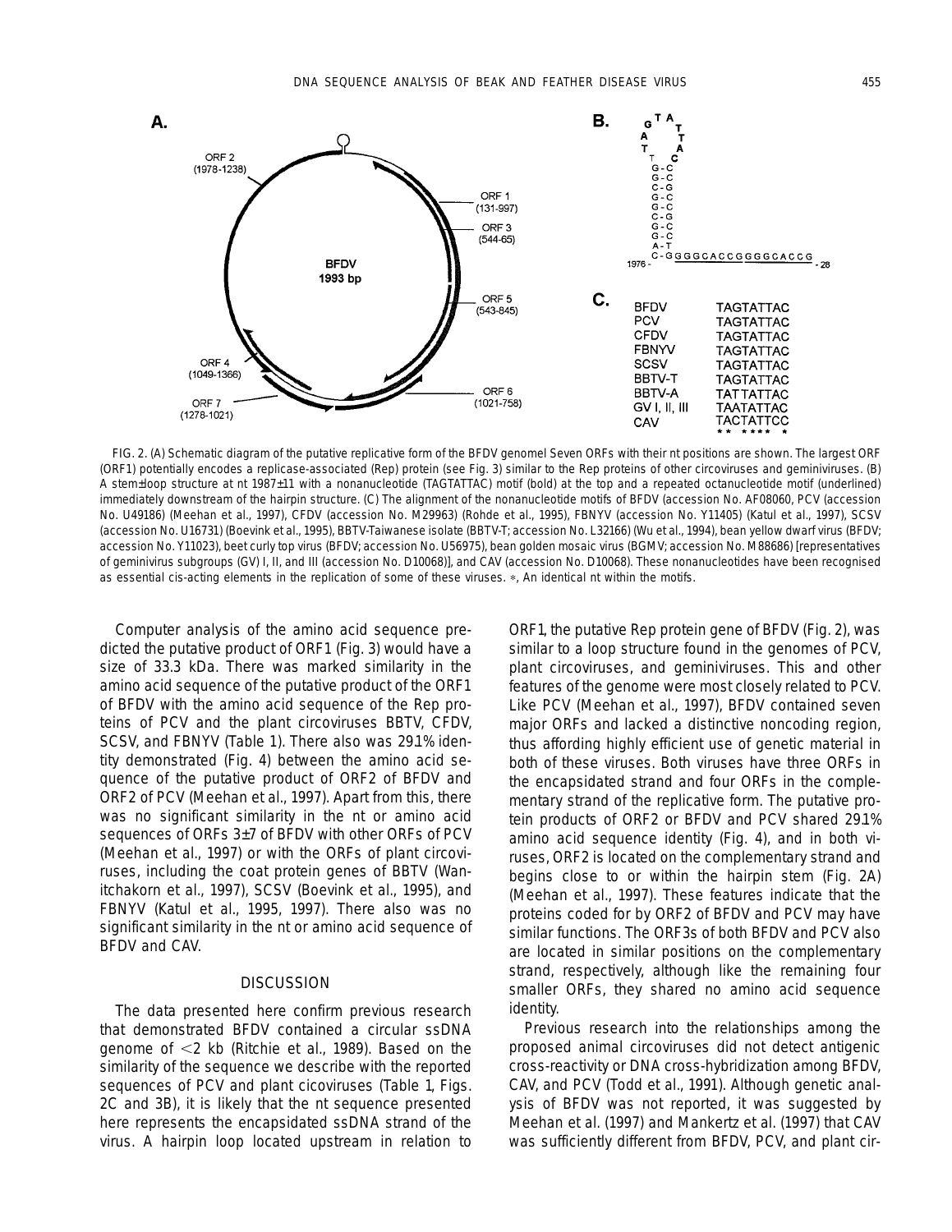FIG. 2. (A) Schematic diagram of the putative replicative form of the BFDV genomel Seven ORFs with their nt positions are shown. The largest ORF (ORF1) potentially encodes a replicase-associated (Rep) protein (see Fig. 3) similar to the Rep proteins of other circoviruses and geminiviruses. (B) A stem±loop structure at nt 1987±11 with a nonanucleotide (TAGTATTAC) motif (bold) at the top and a repeated octanucleotide motif (underlined) immediately downstream of the hairpin structure. (C) The alignment of the nonanucleotide motifs of BFDV (accession No. AF08060, PCV (accession No. U49186) (Meehan et al., 1997), CFDV (accession No. M29963) (Rohde et al., 1995), FBNYV (accession No. Y11405) (Katul et al., 1997), SCSV (accession No. U16731) (Boevink et al., 1995), BBTV-Taiwanese isolate (BBTV-T; accession No. L32166) (Wu et al., 1994), bean yellow dwarf virus (BFDV; accession No. Y11023), beet curly top virus (BFDV; accession No. U56975), bean golden mosaic virus (BGMV; accession No. M88686) [representatives of geminivirus subgroups (GV) I, II, and III (accession No. D10068)], and CAV (accession No. D10068). These nonanucleotides have been recognised as essential cis-acting elements in the replication of some of these viruses. *, An identical nt within the motifs.

Computer analysis of the amino acid sequence predicted the putative product of ORF1 (Fig. 3) would have a size of 33.3 kDa. There was marked similarity in the amino acid sequence of the putative product of the ORF1 of BFDV with the amino acid sequence of the Rep proteins of PCV and the plant circoviruses BBTV, CFDV, SCSV, and FBNYV (Table 1). There also was 29.1% identity demonstrated (Fig. 4) between the amino acid sequence of the putative product of ORF2 of BFDV and ORF2 of PCV (Meehan et al., 1997). Apart from this, there was no significant similarity in the nt or amino acid sequences of ORFs 3±7 of BFDV with other ORFs of PCV (Meehan et al., 1997) or with the ORFs of plant circoviruses, including the coat protein genes of BBTV (Wanitchakorn et al., 1997), SCSV (Boevink et al., 1995), and FBNYV (Katul et al., 1995, 1997). There also was no significant similarity in the nt or amino acid sequence of BFDV and CAV.

## DISCUSSION

The data presented here confirm previous research that demonstrated BFDV contained a circular ssDNA genome of <2 kb (Ritchie et al., 1989). Based on the similarity of the sequence we describe with the reported sequences of PCV and plant cicoviruses (Table 1, Figs. 2C and 3B), it is likely that the nt sequence presented here represents the encapsidated ssDNA strand of the virus. A hairpin loop located upstream in relation to ORF1, the putative Rep protein gene of BFDV (Fig. 2), was similar to a loop structure found in the genomes of PCV, plant circoviruses, and geminiviruses. This and other features of the genome were most closely related to PCV. Like PCV (Meehan et al., 1997), BFDV contained seven major ORFs and lacked a distinctive noncoding region, thus affording highly efficient use of genetic material in both of these viruses. Both viruses have three ORFs in the encapsidated strand and four ORFs in the complementary strand of the replicative form. The putative protein products of ORF2 or BFDV and PCV shared 29.1% amino acid sequence identity (Fig. 4), and in both viruses, ORF2 is located on the complementary strand and begins close to or within the hairpin stem (Fig. 2A) (Meehan et al., 1997). These features indicate that the proteins coded for by ORF2 of BFDV and PCV may have similar functions. The ORF3s of both BFDV and PCV also are located in similar positions on the complementary strand, respectively, although like the remaining four smaller ORFs, they shared no amino acid sequence identity.

Previous research into the relationships among the proposed animal circoviruses did not detect antigenic cross-reactivity or DNA cross-hybridization among BFDV, CAV, and PCV (Todd et al., 1991). Although genetic analysis of BFDV was not reported, it was suggested by Meehan et al. (1997) and Mankertz et al. (1997) that CAV was sufficiently different from BFDV, PCV, and plant cir-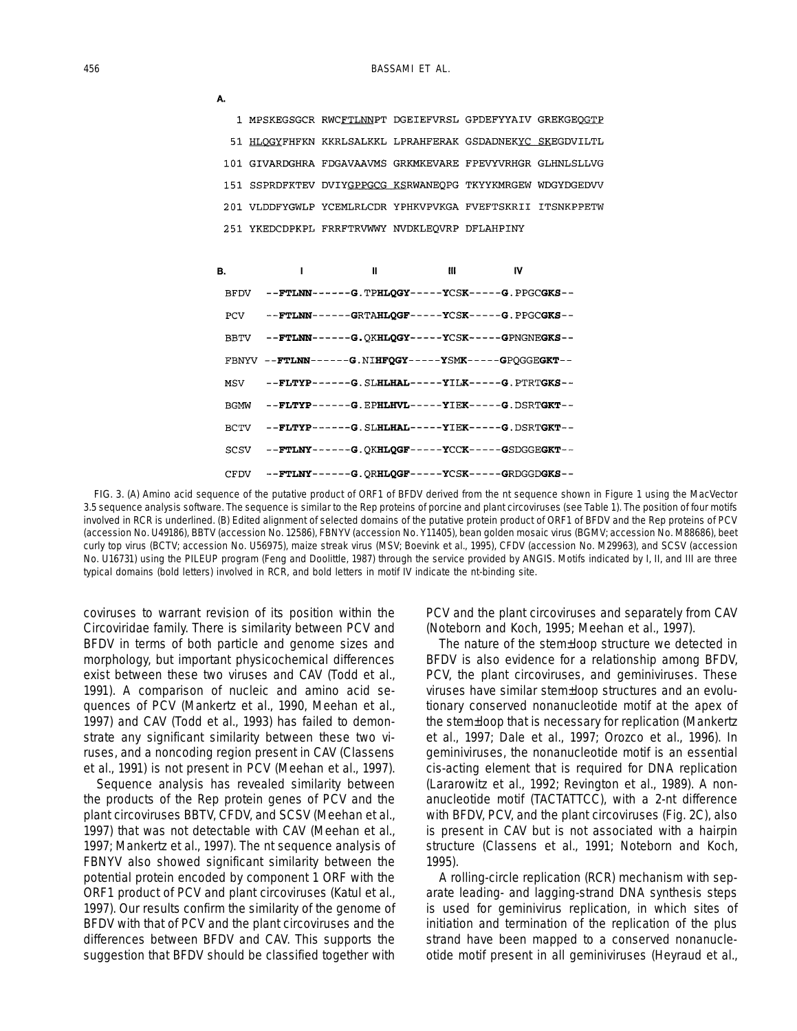**A.**

```
  1 MPSKEGSGCR RWCFTLNNPT DGEIEFVRSL GPDEFYYAIV GREKGEQGTP
 51 HLQGYFHFKN KKRLSALKKL LPRAHFERAK GSDADNEKYC SKEGDVILTL
101 GIVARDGHRA FDGAVAAVMS GRKMKEVARE FPEVYVRHGR GLHNLSLLVG
151 SSPRDFKTEV DVIYGPPGCG KSRWANEQPG TKYYKMRGEW WDGYDGEDVV
201 VLDDFYGWLP YCEMLRLCDR YPHKVPVKGA FVEFTSKRII ITSNKPPETW
251 YKEDCDPKPL FRRFTRVWWY NVDKLEQVRP DFLAHPINY
```

**B.**

```
            I           II            III          IV
BFDV   --FTLNN------G.TPHLQGY-----YCSK-----G.PPGCGKS--
PCV    --FTLNN------GRTAHLQGF-----YCSK-----G.PPGCGKS--
BBTV   --FTLNN------G.QKHLQGY-----YCSK-----GPNGNEGKS--
FBNYV  --FTLNN------G.NIHFQGY-----YSMK-----GPQGGEGKT--
MSV    --FLTYP------G.SLHLHAL-----YILK-----G.PTRTGKS--
BGMW   --FLTYP------G.EPHLHVL-----YIEK-----G.DSRTGKT--
BCTV   --FLTYP------G.SLHLHAL-----YIEK-----G.DSRTGKT--
SCSV   --FTLNY------G.QKHLQGF-----YCCK-----GSDGGEGKT--
CFDV   --FTLNY------G.QRHLQGF-----YCSK-----GRDGGDGKS--
```

FIG. 3. (A) Amino acid sequence of the putative product of ORF1 of BFDV derived from the nt sequence shown in Figure 1 using the MacVector 3.5 sequence analysis software. The sequence is similar to the Rep proteins of porcine and plant circoviruses (see Table 1). The position of four motifs involved in RCR is underlined. (B) Edited alignment of selected domains of the putative protein product of ORF1 of BFDV and the Rep proteins of PCV (accession No. U49186), BBTV (accession No. 12586), FBNYV (accession No. Y11405), bean golden mosaic virus (BGMV; accession No. M88686), beet curly top virus (BCTV; accession No. U56975), maize streak virus (MSV; Boevink et al., 1995), CFDV (accession No. M29963), and SCSV (accession No. U16731) using the PILEUP program (Feng and Doolittle, 1987) through the service provided by ANGIS. Motifs indicated by I, II, and III are three typical domains (bold letters) involved in RCR, and bold letters in motif IV indicate the nt-binding site.

coviruses to warrant revision of its position within the Circoviridae family. There is similarity between PCV and BFDV in terms of both particle and genome sizes and morphology, but important physicochemical differences exist between these two viruses and CAV (Todd et al., 1991). A comparison of nucleic and amino acid sequences of PCV (Mankertz et al., 1990, Meehan et al., 1997) and CAV (Todd et al., 1993) has failed to demonstrate any significant similarity between these two viruses, and a noncoding region present in CAV (Classens et al., 1991) is not present in PCV (Meehan et al., 1997).

Sequence analysis has revealed similarity between the products of the Rep protein genes of PCV and the plant circoviruses BBTV, CFDV, and SCSV (Meehan et al., 1997) that was not detectable with CAV (Meehan et al., 1997; Mankertz et al., 1997). The nt sequence analysis of FBNYV also showed significant similarity between the potential protein encoded by component 1 ORF with the ORF1 product of PCV and plant circoviruses (Katul et al., 1997). Our results confirm the similarity of the genome of BFDV with that of PCV and the plant circoviruses and the differences between BFDV and CAV. This supports the suggestion that BFDV should be classified together with PCV and the plant circoviruses and separately from CAV (Noteborn and Koch, 1995; Meehan et al., 1997).

The nature of the stem±loop structure we detected in BFDV is also evidence for a relationship among BFDV, PCV, the plant circoviruses, and geminiviruses. These viruses have similar stem±loop structures and an evolutionary conserved nonanucleotide motif at the apex of the stem±loop that is necessary for replication (Mankertz et al., 1997; Dale et al., 1997; Orozco et al., 1996). In geminiviruses, the nonanucleotide motif is an essential cis-acting element that is required for DNA replication (Lararowitz et al., 1992; Revington et al., 1989). A nonanucleotide motif (TACTATTCC), with a 2-nt difference with BFDV, PCV, and the plant circoviruses (Fig. 2C), also is present in CAV but is not associated with a hairpin structure (Classens et al., 1991; Noteborn and Koch, 1995).

A rolling-circle replication (RCR) mechanism with separate leading- and lagging-strand DNA synthesis steps is used for geminivirus replication, in which sites of initiation and termination of the replication of the plus strand have been mapped to a conserved nonanucleotide motif present in all geminiviruses (Heyraud et al.,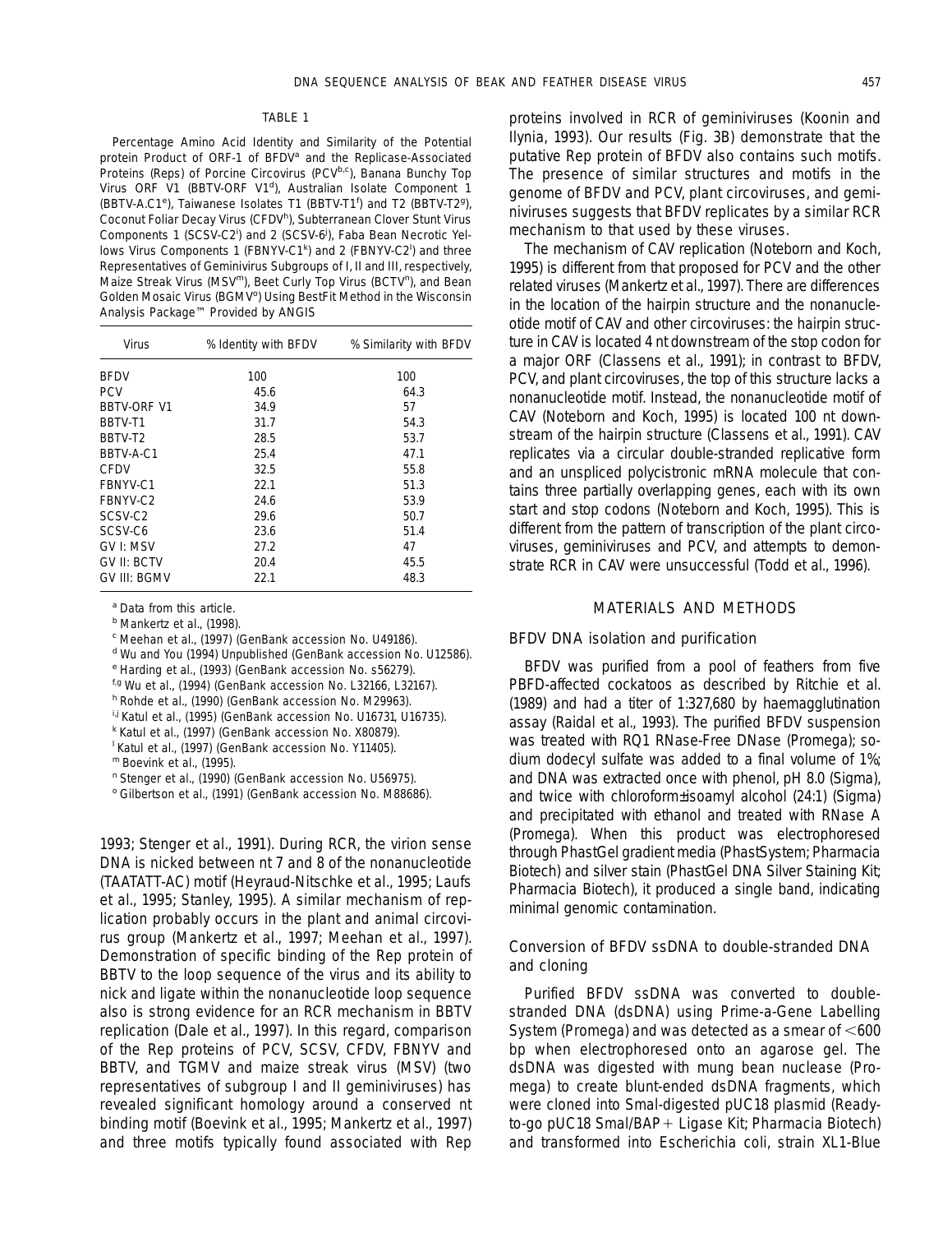TABLE 1

Percentage Amino Acid Identity and Similarity of the Potential protein Product of ORF-1 of BFDV[a] and the Replicase-Associated Proteins (Reps) of Porcine Circovirus (PCV[b,c]), Banana Bunchy Top Virus ORF V1 (BBTV-ORF V1[d]), Australian Isolate Component 1 (BBTV-A.C1[e]), Taiwanese Isolates T1 (BBTV-T1[f]) and T2 (BBTV-T2[g]), Coconut Foliar Decay Virus (CFDV[h]), Subterranean Clover Stunt Virus Components 1 (SCSV-C2[i]) and 2 (SCSV-6[j]), Faba Bean Necrotic Yellows Virus Components 1 (FBNYV-C1[k]) and 2 (FBNYV-C2[l]) and three Representatives of Geminivirus Subgroups of I, II and III, respectively, Maize Streak Virus (MSV[m]), Beet Curly Top Virus (BCTV[n]), and Bean Golden Mosaic Virus (BGMV[o]) Using BestFit Method in the Wisconsin Analysis Package™ Provided by ANGIS

| Virus | % Identity with BFDV | % Similarity with BFDV |
|---|---|---|
| BFDV | 100 | 100 |
| PCV | 45.6 | 64.3 |
| BBTV-ORF V1 | 34.9 | 57 |
| BBTV-T1 | 31.7 | 54.3 |
| BBTV-T2 | 28.5 | 53.7 |
| BBTV-A-C1 | 25.4 | 47.1 |
| CFDV | 32.5 | 55.8 |
| FBNYV-C1 | 22.1 | 51.3 |
| FBNYV-C2 | 24.6 | 53.9 |
| SCSV-C2 | 29.6 | 50.7 |
| SCSV-C6 | 23.6 | 51.4 |
| GV I: MSV | 27.2 | 47 |
| GV II: BCTV | 20.4 | 45.5 |
| GV III: BGMV | 22.1 | 48.3 |

[a] Data from this article.
[b] Mankertz et al., (1998).
[c] Meehan et al., (1997) (GenBank accession No. U49186).
[d] Wu and You (1994) Unpublished (GenBank accession No. U12586).
[e] Harding et al., (1993) (GenBank accession No. s56279).
[f,g] Wu et al., (1994) (GenBank accession No. L32166, L32167).
[h] Rohde et al., (1990) (GenBank accession No. M29963).
[i,j] Katul et al., (1995) (GenBank accession No. U16731, U16735).
[k] Katul et al., (1997) (GenBank accession No. X80879).
[l] Katul et al., (1997) (GenBank accession No. Y11405).
[m] Boevink et al., (1995).
[n] Stenger et al., (1990) (GenBank accession No. U56975).
[o] Gilbertson et al., (1991) (GenBank accession No. M88686).

1993; Stenger et al., 1991). During RCR, the virion sense DNA is nicked between nt 7 and 8 of the nonanucleotide (TAATATT-AC) motif (Heyraud-Nitschke et al., 1995; Laufs et al., 1995; Stanley, 1995). A similar mechanism of replication probably occurs in the plant and animal circovirus group (Mankertz et al., 1997; Meehan et al., 1997). Demonstration of specific binding of the Rep protein of BBTV to the loop sequence of the virus and its ability to nick and ligate within the nonanucleotide loop sequence also is strong evidence for an RCR mechanism in BBTV replication (Dale et al., 1997). In this regard, comparison of the Rep proteins of PCV, SCSV, CFDV, FBNYV and BBTV, and TGMV and maize streak virus (MSV) (two representatives of subgroup I and II geminiviruses) has revealed significant homology around a conserved nt binding motif (Boevink et al., 1995; Mankertz et al., 1997) and three motifs typically found associated with Rep proteins involved in RCR of geminiviruses (Koonin and Ilynia, 1993). Our results (Fig. 3B) demonstrate that the putative Rep protein of BFDV also contains such motifs. The presence of similar structures and motifs in the genome of BFDV and PCV, plant circoviruses, and geminiviruses suggests that BFDV replicates by a similar RCR mechanism to that used by these viruses.

The mechanism of CAV replication (Noteborn and Koch, 1995) is different from that proposed for PCV and the other related viruses (Mankertz et al., 1997). There are differences in the location of the hairpin structure and the nonanucleotide motif of CAV and other circoviruses: the hairpin structure in CAV is located 4 nt downstream of the stop codon for a major ORF (Classens et al., 1991); in contrast to BFDV, PCV, and plant circoviruses, the top of this structure lacks a nonanucleotide motif. Instead, the nonanucleotide motif of CAV (Noteborn and Koch, 1995) is located 100 nt downstream of the hairpin structure (Classens et al., 1991). CAV replicates via a circular double-stranded replicative form and an unspliced polycistronic mRNA molecule that contains three partially overlapping genes, each with its own start and stop codons (Noteborn and Koch, 1995). This is different from the pattern of transcription of the plant circoviruses, geminiviruses and PCV, and attempts to demonstrate RCR in CAV were unsuccessful (Todd et al., 1996).

## MATERIALS AND METHODS

### BFDV DNA isolation and purification

BFDV was purified from a pool of feathers from five PBFD-affected cockatoos as described by Ritchie et al. (1989) and had a titer of 1:327,680 by haemagglutination assay (Raidal et al., 1993). The purified BFDV suspension was treated with RQ1 RNase-Free DNase (Promega); sodium dodecyl sulfate was added to a final volume of 1%; and DNA was extracted once with phenol, pH 8.0 (Sigma), and twice with chloroform±isoamyl alcohol (24:1) (Sigma) and precipitated with ethanol and treated with RNase A (Promega). When this product was electrophoresed through PhastGel gradient media (PhastSystem; Pharmacia Biotech) and silver stain (PhastGel DNA Silver Staining Kit; Pharmacia Biotech), it produced a single band, indicating minimal genomic contamination.

### Conversion of BFDV ssDNA to double-stranded DNA and cloning

Purified BFDV ssDNA was converted to double-stranded DNA (dsDNA) using Prime-a-Gene Labelling System (Promega) and was detected as a smear of <600 bp when electrophoresed onto an agarose gel. The dsDNA was digested with mung bean nuclease (Promega) to create blunt-ended dsDNA fragments, which were cloned into SmaI-digested pUC18 plasmid (Ready-to-go pUC18 SmaI/BAP+ Ligase Kit; Pharmacia Biotech) and transformed into Escherichia coli, strain XL1-Blue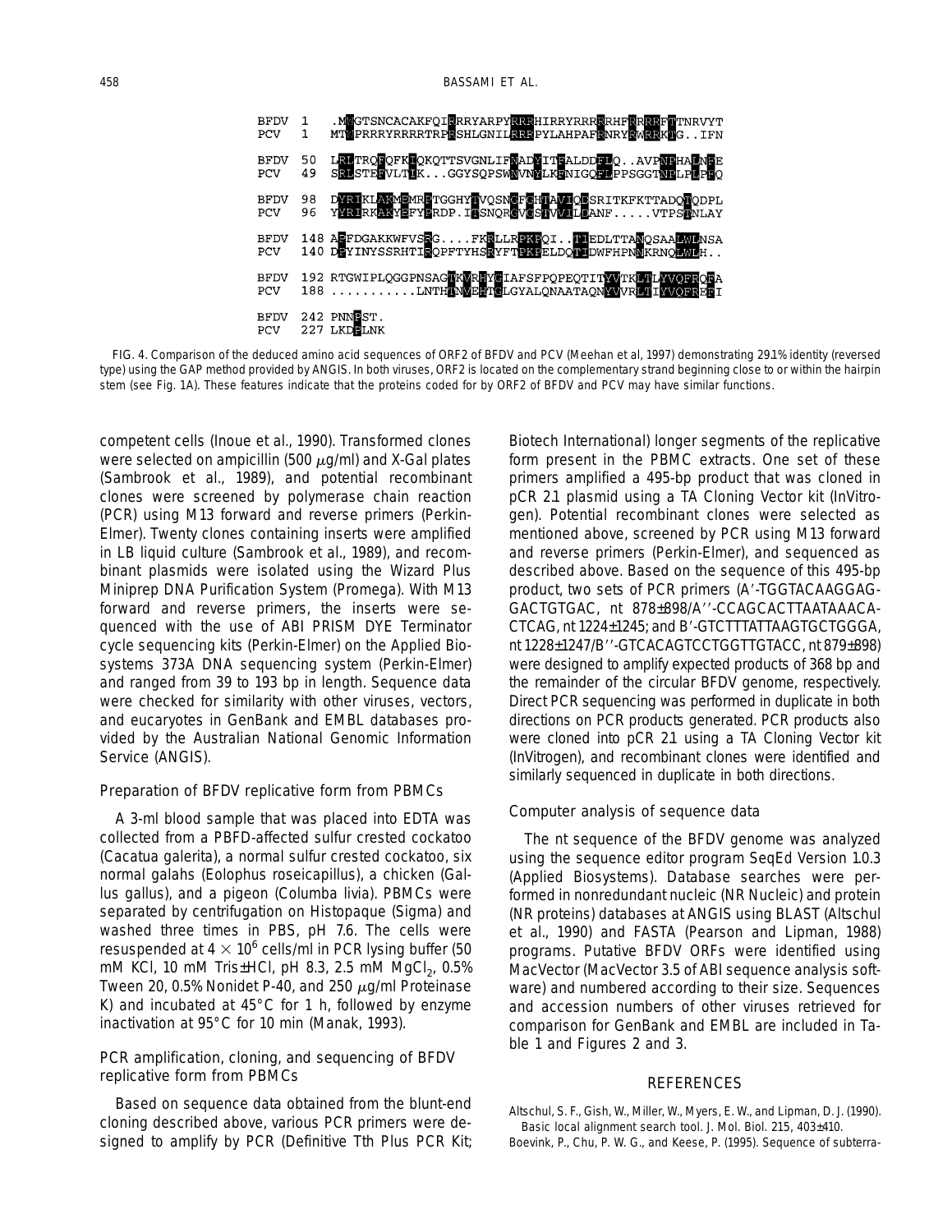```
BFDV  1   .MWGTSNCACAKFQIRRRYARPYRRRHIRRYRRRRRHFRRRRFTTNRVYT
PCV   1   MTYPRRRYRRRRTRPRSHLGNILRRRPYLAHPAFRNRYRWRRKTG..IFN

BFDV  50  LRLTRQFQFKIQKQTTSVGNLIFNADYITFALDDFLQ..AVPNPHALNFE
PCV   49  SRLSTEFVLTIK...GGYSQPSWNVNYLKFNIGQFLPPSGGTNPLPLPFQ

BFDV  98  DYRIKLAKMEMRPTGGHYTVQSNQFGHTAVIQDSRITKFKTTADQTQDPL
PCV   96  YYRIRKAKYEFYPRDP.ITSNQRGVGSTVVILDANF.....VTPSTNLAY

BFDV  148 APFDGAKKWFVSRG....FKRLLRPKPQI..TIEDLTTANQSAALWLNSA
PCV   140 DPYINYSSRHTIRQPFTYHSRYFTPKPELDQTIDWFHPNNKRNQLWLH..

BFDV  192 RTGWIPLQGGPNSAGTKVRHYGIAFSFPQPEQTITYVTKLTLYVQFRQFA
PCV   188 ...........LNTHTNVEHTGLGYALQNAATAQNYVVRLTIYVQFREFI

BFDV  242 PNNPST.
PCV   227 LKDPLNK
```

FIG. 4. Comparison of the deduced amino acid sequences of ORF2 of BFDV and PCV (Meehan et al, 1997) demonstrating 29.1% identity (reversed type) using the GAP method provided by ANGIS. In both viruses, ORF2 is located on the complementary strand beginning close to or within the hairpin stem (see Fig. 1A). These features indicate that the proteins coded for by ORF2 of BFDV and PCV may have similar functions.

competent cells (Inoue et al., 1990). Transformed clones were selected on ampicillin (500 μg/ml) and X-Gal plates (Sambrook et al., 1989), and potential recombinant clones were screened by polymerase chain reaction (PCR) using M13 forward and reverse primers (Perkin-Elmer). Twenty clones containing inserts were amplified in LB liquid culture (Sambrook et al., 1989), and recombinant plasmids were isolated using the Wizard Plus Miniprep DNA Purification System (Promega). With M13 forward and reverse primers, the inserts were sequenced with the use of ABI PRISM DYE Terminator cycle sequencing kits (Perkin-Elmer) on the Applied Biosystems 373A DNA sequencing system (Perkin-Elmer) and ranged from 39 to 193 bp in length. Sequence data were checked for similarity with other viruses, vectors, and eucaryotes in GenBank and EMBL databases provided by the Australian National Genomic Information Service (ANGIS).

### Preparation of BFDV replicative form from PBMCs

A 3-ml blood sample that was placed into EDTA was collected from a PBFD-affected sulfur crested cockatoo (*Cacatua galerita*), a normal sulfur crested cockatoo, six normal galahs (*Eolophus roseicapillus*), a chicken (*Gallus gallus*), and a pigeon (*Columba livia*). PBMCs were separated by centrifugation on Histopaque (Sigma) and washed three times in PBS, pH 7.6. The cells were resuspended at $4 \times 10^6$ cells/ml in PCR lysing buffer (50 mM KCl, 10 mM Tris–HCl, pH 8.3, 2.5 mM $MgCl_2$, 0.5% Tween 20, 0.5% Nonidet P-40, and 250 μg/ml Proteinase K) and incubated at 45°C for 1 h, followed by enzyme inactivation at 95°C for 10 min (Manak, 1993).

### PCR amplification, cloning, and sequencing of BFDV replicative form from PBMCs

Based on sequence data obtained from the blunt-end cloning described above, various PCR primers were designed to amplify by PCR (Definitive Tth Plus PCR Kit; Biotech International) longer segments of the replicative form present in the PBMC extracts. One set of these primers amplified a 495-bp product that was cloned in pCR 2.1 plasmid using a TA Cloning Vector kit (InVitrogen). Potential recombinant clones were selected as mentioned above, screened by PCR using M13 forward and reverse primers (Perkin-Elmer), and sequenced as described above. Based on the sequence of this 495-bp product, two sets of PCR primers (A′-TGGTACAAGGAGGACTGTGAC, nt 878–898/A″-CCAGCACTTAATAAACACTCAG, nt 1224–1245; and B′-GTCTTTATTAAGTGCTGGGA, nt 1228–1247/B″-GTCACAGTCCTGGTTGTACC, nt 879–898) were designed to amplify expected products of 368 bp and the remainder of the circular BFDV genome, respectively. Direct PCR sequencing was performed in duplicate in both directions on PCR products generated. PCR products also were cloned into pCR 2.1 using a TA Cloning Vector kit (InVitrogen), and recombinant clones were identified and similarly sequenced in duplicate in both directions.

### Computer analysis of sequence data

The nt sequence of the BFDV genome was analyzed using the sequence editor program SeqEd Version 1.0.3 (Applied Biosystems). Database searches were performed in nonredundant nucleic (NR Nucleic) and protein (NR proteins) databases at ANGIS using BLAST (Altschul et al., 1990) and FASTA (Pearson and Lipman, 1988) programs. Putative BFDV ORFs were identified using MacVector (MacVector 3.5 of ABI sequence analysis software) and numbered according to their size. Sequences and accession numbers of other viruses retrieved for comparison for GenBank and EMBL are included in Table 1 and Figures 2 and 3.

## REFERENCES

Altschul, S. F., Gish, W., Miller, W., Myers, E. W., and Lipman, D. J. (1990). Basic local alignment search tool. *J. Mol. Biol.* 215, 403–410.

Boevink, P., Chu, P. W. G., and Keese, P. (1995). Sequence of subterra-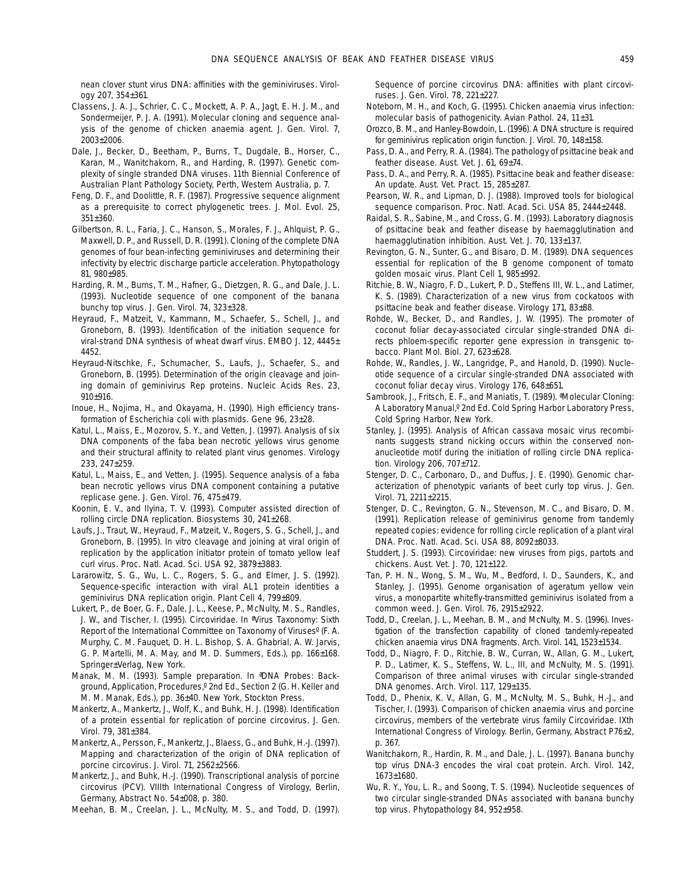nean clover stunt virus DNA: affinities with the geminiviruses. Virology 207, 354±361.

Classens, J. A. J., Schrier, C. C., Mockett, A. P. A., Jagt, E. H. J. M., and Sondermeijer, P. J. A. (1991). Molecular cloning and sequence analysis of the genome of chicken anaemia agent. J. Gen. Virol. 7, 2003±2006.

Dale, J., Becker, D., Beetham, P., Burns, T., Dugdale, B., Horser, C., Karan, M., Wanitchakorn, R., and Harding, R. (1997). Genetic complexity of single stranded DNA viruses. 11th Biennial Conference of Australian Plant Pathology Society, Perth, Western Australia, p. 7.

Feng, D. F., and Doolittle, R. F. (1987). Progressive sequence alignment as a prerequisite to correct phylogenetic trees. J. Mol. Evol. 25, 351±360.

Gilbertson, R. L., Faria, J. C., Hanson, S., Morales, F. J., Ahlquist, P. G., Maxwell, D. P., and Russell, D. R. (1991). Cloning of the complete DNA genomes of four bean-infecting geminiviruses and determining their infectivity by electric discharge particle acceleration. Phytopathology 81, 980±985.

Harding, R. M., Burns, T. M., Hafner, G., Dietzgen, R. G., and Dale, J. L. (1993). Nucleotide sequence of one component of the banana bunchy top virus. J. Gen. Virol. 74, 323±328.

Heyraud, F., Matzeit, V., Kammann, M., Schaefer, S., Schell, J., and Groneborn, B. (1993). Identification of the initiation sequence for viral-strand DNA synthesis of wheat dwarf virus. EMBO J. 12, 4445±4452.

Heyraud-Nitschke, F., Schumacher, S., Laufs, J., Schaefer, S., and Groneborn, B. (1995). Determination of the origin cleavage and joining domain of geminivirus Rep proteins. Nucleic Acids Res. 23, 910±916.

Inoue, H., Nojima, H., and Okayama, H. (1990). High efficiency transformation of Escherichia coli with plasmids. Gene 96, 23±28.

Katul, L., Maiss, E., Mozorov, S. Y., and Vetten, J. (1997). Analysis of six DNA components of the faba bean necrotic yellows virus genome and their structural affinity to related plant virus genomes. Virology 233, 247±259.

Katul, L., Maiss, E., and Vetten, J. (1995). Sequence analysis of a faba bean necrotic yellows virus DNA component containing a putative replicase gene. J. Gen. Virol. 76, 475±479.

Koonin, E. V., and Ilyina, T. V. (1993). Computer assisted direction of rolling circle DNA replication. Biosystems 30, 241±268.

Laufs, J., Traut, W., Heyraud, F., Matzeit, V., Rogers, S. G., Schell, J., and Groneborn, B. (1995). In vitro cleavage and joining at viral origin of replication by the application initiator protein of tomato yellow leaf curl virus. Proc. Natl. Acad. Sci. USA 92, 3879±3883.

Lararowitz, S. G., Wu, L. C., Rogers, S. G., and Elmer, J. S. (1992). Sequence-specific interaction with viral AL1 protein identities a geminivirus DNA replication origin. Plant Cell 4, 799±809.

Lukert, P., de Boer, G. F., Dale, J. L., Keese, P., McNulty, M. S., Randles, J. W., and Tischer, I. (1995). Circoviridae. In ªVirus Taxonomy: Sixth Report of the International Committee on Taxonomy of Virusesº (F. A. Murphy, C. M. Fauquet, D. H. L. Bishop, S. A. Ghabrial, A. W. Jarvis, G. P. Martelli, M. A. May, and M. D. Summers, Eds.), pp. 166±168. Springer±Verlag, New York.

Manak, M. M. (1993). Sample preparation. In ªDNA Probes: Background, Application, Procedures,º 2nd Ed., Section 2 (G. H. Keller and M. M. Manak, Eds.), pp. 36±40. New York, Stockton Press.

Mankertz, A., Mankertz, J., Wolf, K., and Buhk, H. J. (1998). Identification of a protein essential for replication of porcine circovirus. J. Gen. Virol. 79, 381±384.

Mankertz, A., Persson, F., Mankertz, J., Blaess, G., and Buhk, H.-J. (1997). Mapping and characterization of the origin of DNA replication of porcine circovirus. J. Virol. 71, 2562±2566.

Mankertz, J., and Buhk, H.-J. (1990). Transcriptional analysis of porcine circovirus (PCV). VIIIth International Congress of Virology, Berlin, Germany, Abstract No. 54±008, p. 380.

Meehan, B. M., Creelan, J. L., McNulty, M. S., and Todd, D. (1997). Sequence of porcine circovirus DNA: affinities with plant circoviruses. J. Gen. Virol. 78, 221±227.

Noteborn, M. H., and Koch, G. (1995). Chicken anaemia virus infection: molecular basis of pathogenicity. Avian Pathol. 24, 11±31.

Orozco, B. M., and Hanley-Bowdoin, L. (1996). A DNA structure is required for geminivirus replication origin function. J. Virol. 70, 148±158.

Pass, D. A., and Perry, R. A. (1984). The pathology of psittacine beak and feather disease. Aust. Vet. J. 61, 69±74.

Pass, D. A., and Perry, R. A. (1985). Psittacine beak and feather disease: An update. Aust. Vet. Pract. 15, 285±287.

Pearson, W. R., and Lipman, D. J. (1988). Improved tools for biological sequence comparison. Proc. Natl. Acad. Sci. USA 85, 2444±2448.

Raidal, S. R., Sabine, M., and Cross, G. M. (1993). Laboratory diagnosis of psittacine beak and feather disease by haemagglutination and haemagglutination inhibition. Aust. Vet. J. 70, 133±137.

Revington, G. N., Sunter, G., and Bisaro, D. M. (1989). DNA sequences essential for replication of the B genome component of tomato golden mosaic virus. Plant Cell 1, 985±992.

Ritchie, B. W., Niagro, F. D., Lukert, P. D., Steffens III, W. L., and Latimer, K. S. (1989). Characterization of a new virus from cockatoos with psittacine beak and feather disease. Virology 171, 83±88.

Rohde, W., Becker, D., and Randles, J. W. (1995). The promoter of coconut foliar decay-associated circular single-stranded DNA directs phloem-specific reporter gene expression in transgenic tobacco. Plant Mol. Biol. 27, 623±628.

Rohde, W., Randles, J. W., Langridge, P., and Hanold, D. (1990). Nucleotide sequence of a circular single-stranded DNA associated with coconut foliar decay virus. Virology 176, 648±651.

Sambrook, J., Fritsch, E. F., and Maniatis, T. (1989). ªMolecular Cloning: A Laboratory Manual,º 2nd Ed. Cold Spring Harbor Laboratory Press, Cold Spring Harbor, New York.

Stanley, J. (1995). Analysis of African cassava mosaic virus recombinants suggests strand nicking occurs within the conserved nonanucleotide motif during the initiation of rolling circle DNA replication. Virology 206, 707±712.

Stenger, D. C., Carbonaro, D., and Duffus, J. E. (1990). Genomic characterization of phenotypic variants of beet curly top virus. J. Gen. Virol. 71, 2211±2215.

Stenger, D. C., Revington, G. N., Stevenson, M. C., and Bisaro, D. M. (1991). Replication release of geminivirus genome from tandemly repeated copies: evidence for rolling circle replication of a plant viral DNA. Proc. Natl. Acad. Sci. USA 88, 8092±8033.

Studdert, J. S. (1993). Circoviridae: new viruses from pigs, partots and chickens. Aust. Vet. J. 70, 121±122.

Tan, P. H. N., Wong, S. M., Wu, M., Bedford, I. D., Saunders, K., and Stanley, J. (1995). Genome organisation of ageratum yellow vein virus, a monopartite whitefly-transmitted geminivirus isolated from a common weed. J. Gen. Virol. 76, 2915±2922.

Todd, D., Creelan, J. L., Meehan, B. M., and McNulty, M. S. (1996). Investigation of the transfection capability of cloned tandemly-repeated chicken anaemia virus DNA fragments. Arch. Virol. 141, 1523±1534.

Todd, D., Niagro, F. D., Ritchie, B. W., Curran, W., Allan, G. M., Lukert, P. D., Latimer, K. S., Steffens, W. L., III, and McNulty, M. S. (1991). Comparison of three animal viruses with circular single-stranded DNA genomes. Arch. Virol. 117, 129±135.

Todd, D., Phenix, K. V., Allan, G. M., McNulty, M. S., Buhk, H.-J., and Tischer, I. (1993). Comparison of chicken anaemia virus and porcine circovirus, members of the vertebrate virus family Circoviridae. IXth International Congress of Virology. Berlin, Germany, Abstract P76±2, p. 367.

Wanitchakorn, R., Hardin, R. M., and Dale, J. L. (1997). Banana bunchy top virus DNA-3 encodes the viral coat protein. Arch. Virol. 142, 1673±1680.

Wu, R. Y., You, L. R., and Soong, T. S. (1994). Nucleotide sequences of two circular single-stranded DNAs associated with banana bunchy top virus. Phytopathology 84, 952±958.